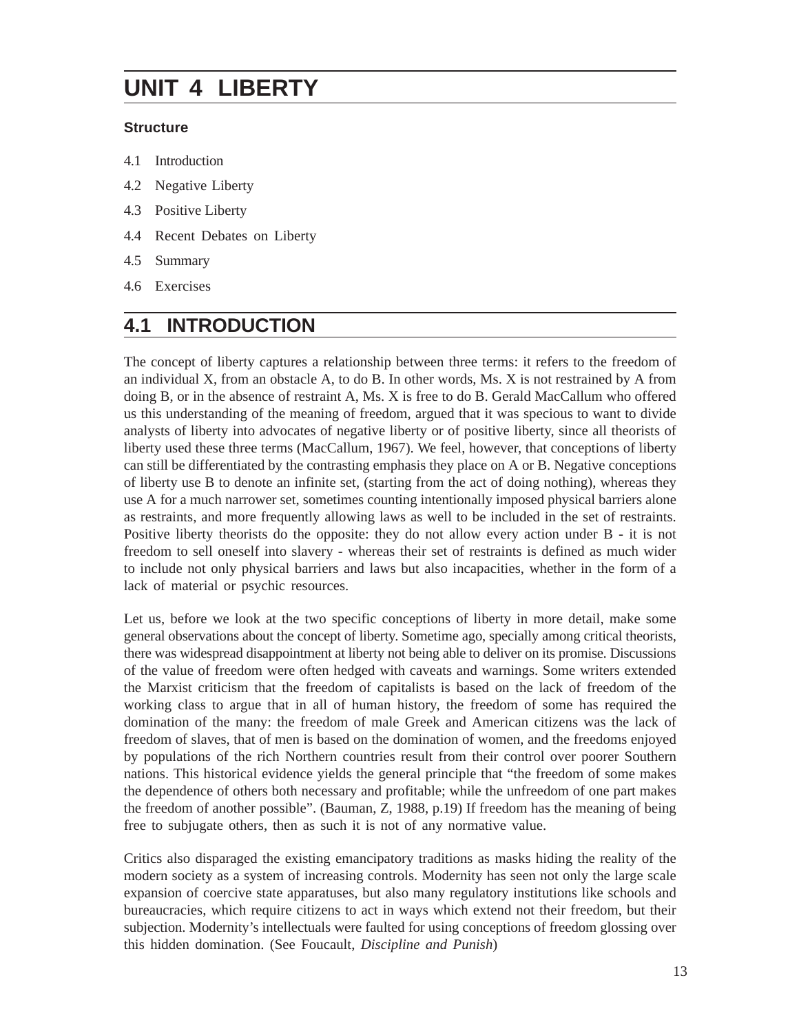# UNIT 4 LIBERTY

**Structure**

4.1 Introduction

4.2 Negative Liberty

4.3 Positive Liberty

4.4 Recent Debates on Liberty

4.5 Summary

4.6 Exercises

## 4.1 INTRODUCTION

The concept of liberty captures a relationship between three terms: it refers to the freedom of an individual X, from an obstacle A, to do B. In other words, Ms. X is not restrained by A from doing B, or in the absence of restraint A, Ms. X is free to do B. Gerald MacCallum who offered us this understanding of the meaning of freedom, argued that it was specious to want to divide analysts of liberty into advocates of negative liberty or of positive liberty, since all theorists of liberty used these three terms (MacCallum, 1967). We feel, however, that conceptions of liberty can still be differentiated by the contrasting emphasis they place on A or B. Negative conceptions of liberty use B to denote an infinite set, (starting from the act of doing nothing), whereas they use A for a much narrower set, sometimes counting intentionally imposed physical barriers alone as restraints, and more frequently allowing laws as well to be included in the set of restraints. Positive liberty theorists do the opposite: they do not allow every action under B - it is not freedom to sell oneself into slavery - whereas their set of restraints is defined as much wider to include not only physical barriers and laws but also incapacities, whether in the form of a lack of material or psychic resources.

Let us, before we look at the two specific conceptions of liberty in more detail, make some general observations about the concept of liberty. Sometime ago, specially among critical theorists, there was widespread disappointment at liberty not being able to deliver on its promise. Discussions of the value of freedom were often hedged with caveats and warnings. Some writers extended the Marxist criticism that the freedom of capitalists is based on the lack of freedom of the working class to argue that in all of human history, the freedom of some has required the domination of the many: the freedom of male Greek and American citizens was the lack of freedom of slaves, that of men is based on the domination of women, and the freedoms enjoyed by populations of the rich Northern countries result from their control over poorer Southern nations. This historical evidence yields the general principle that "the freedom of some makes the dependence of others both necessary and profitable; while the unfreedom of one part makes the freedom of another possible". (Bauman, Z, 1988, p.19) If freedom has the meaning of being free to subjugate others, then as such it is not of any normative value.

Critics also disparaged the existing emancipatory traditions as masks hiding the reality of the modern society as a system of increasing controls. Modernity has seen not only the large scale expansion of coercive state apparatuses, but also many regulatory institutions like schools and bureaucracies, which require citizens to act in ways which extend not their freedom, but their subjection. Modernity's intellectuals were faulted for using conceptions of freedom glossing over this hidden domination. (See Foucault, *Discipline and Punish*)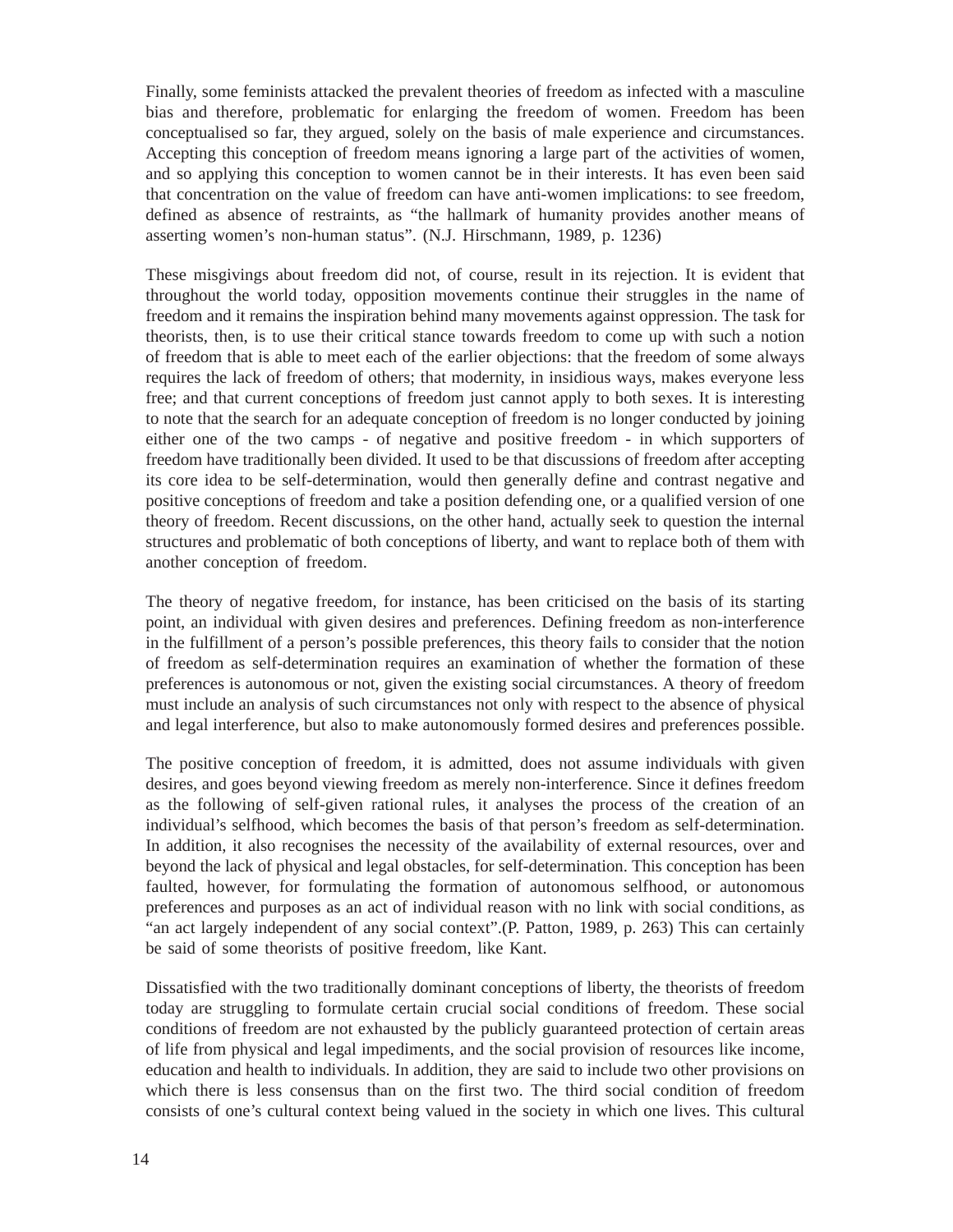Finally, some feminists attacked the prevalent theories of freedom as infected with a masculine bias and therefore, problematic for enlarging the freedom of women. Freedom has been conceptualised so far, they argued, solely on the basis of male experience and circumstances. Accepting this conception of freedom means ignoring a large part of the activities of women, and so applying this conception to women cannot be in their interests. It has even been said that concentration on the value of freedom can have anti-women implications: to see freedom, defined as absence of restraints, as "the hallmark of humanity provides another means of asserting women's non-human status". (N.J. Hirschmann, 1989, p. 1236)

These misgivings about freedom did not, of course, result in its rejection. It is evident that throughout the world today, opposition movements continue their struggles in the name of freedom and it remains the inspiration behind many movements against oppression. The task for theorists, then, is to use their critical stance towards freedom to come up with such a notion of freedom that is able to meet each of the earlier objections: that the freedom of some always requires the lack of freedom of others; that modernity, in insidious ways, makes everyone less free; and that current conceptions of freedom just cannot apply to both sexes. It is interesting to note that the search for an adequate conception of freedom is no longer conducted by joining either one of the two camps - of negative and positive freedom - in which supporters of freedom have traditionally been divided. It used to be that discussions of freedom after accepting its core idea to be self-determination, would then generally define and contrast negative and positive conceptions of freedom and take a position defending one, or a qualified version of one theory of freedom. Recent discussions, on the other hand, actually seek to question the internal structures and problematic of both conceptions of liberty, and want to replace both of them with another conception of freedom.

The theory of negative freedom, for instance, has been criticised on the basis of its starting point, an individual with given desires and preferences. Defining freedom as non-interference in the fulfillment of a person's possible preferences, this theory fails to consider that the notion of freedom as self-determination requires an examination of whether the formation of these preferences is autonomous or not, given the existing social circumstances. A theory of freedom must include an analysis of such circumstances not only with respect to the absence of physical and legal interference, but also to make autonomously formed desires and preferences possible.

The positive conception of freedom, it is admitted, does not assume individuals with given desires, and goes beyond viewing freedom as merely non-interference. Since it defines freedom as the following of self-given rational rules, it analyses the process of the creation of an individual's selfhood, which becomes the basis of that person's freedom as self-determination. In addition, it also recognises the necessity of the availability of external resources, over and beyond the lack of physical and legal obstacles, for self-determination. This conception has been faulted, however, for formulating the formation of autonomous selfhood, or autonomous preferences and purposes as an act of individual reason with no link with social conditions, as "an act largely independent of any social context".(P. Patton, 1989, p. 263) This can certainly be said of some theorists of positive freedom, like Kant.

Dissatisfied with the two traditionally dominant conceptions of liberty, the theorists of freedom today are struggling to formulate certain crucial social conditions of freedom. These social conditions of freedom are not exhausted by the publicly guaranteed protection of certain areas of life from physical and legal impediments, and the social provision of resources like income, education and health to individuals. In addition, they are said to include two other provisions on which there is less consensus than on the first two. The third social condition of freedom consists of one's cultural context being valued in the society in which one lives. This cultural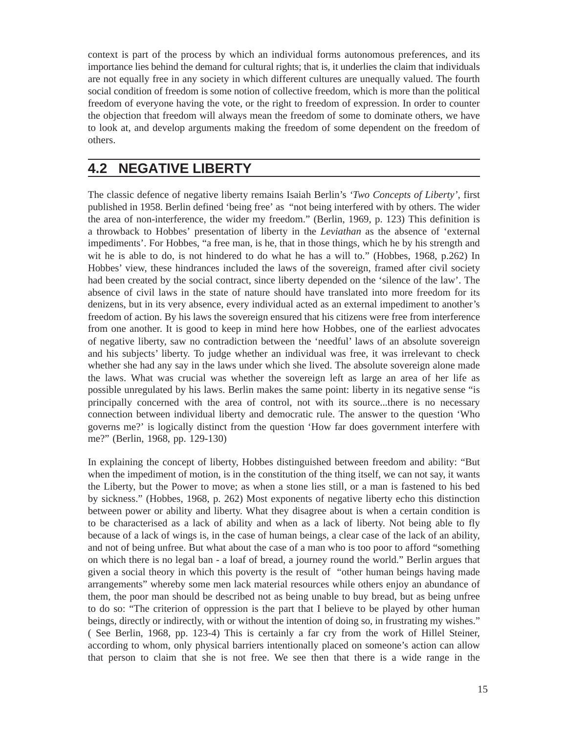context is part of the process by which an individual forms autonomous preferences, and its importance lies behind the demand for cultural rights; that is, it underlies the claim that individuals are not equally free in any society in which different cultures are unequally valued. The fourth social condition of freedom is some notion of collective freedom, which is more than the political freedom of everyone having the vote, or the right to freedom of expression. In order to counter the objection that freedom will always mean the freedom of some to dominate others, we have to look at, and develop arguments making the freedom of some dependent on the freedom of others.

## 4.2 NEGATIVE LIBERTY

The classic defence of negative liberty remains Isaiah Berlin's *'Two Concepts of Liberty'*, first published in 1958. Berlin defined 'being free' as "not being interfered with by others. The wider the area of non-interference, the wider my freedom." (Berlin, 1969, p. 123) This definition is a throwback to Hobbes' presentation of liberty in the *Leviathan* as the absence of 'external impediments'. For Hobbes, "a free man, is he, that in those things, which he by his strength and wit he is able to do, is not hindered to do what he has a will to." (Hobbes, 1968, p.262) In Hobbes' view, these hindrances included the laws of the sovereign, framed after civil society had been created by the social contract, since liberty depended on the 'silence of the law'. The absence of civil laws in the state of nature should have translated into more freedom for its denizens, but in its very absence, every individual acted as an external impediment to another's freedom of action. By his laws the sovereign ensured that his citizens were free from interference from one another. It is good to keep in mind here how Hobbes, one of the earliest advocates of negative liberty, saw no contradiction between the 'needful' laws of an absolute sovereign and his subjects' liberty. To judge whether an individual was free, it was irrelevant to check whether she had any say in the laws under which she lived. The absolute sovereign alone made the laws. What was crucial was whether the sovereign left as large an area of her life as possible unregulated by his laws. Berlin makes the same point: liberty in its negative sense "is principally concerned with the area of control, not with its source...there is no necessary connection between individual liberty and democratic rule. The answer to the question 'Who governs me?' is logically distinct from the question 'How far does government interfere with me?" (Berlin, 1968, pp. 129-130)

In explaining the concept of liberty, Hobbes distinguished between freedom and ability: "But when the impediment of motion, is in the constitution of the thing itself, we can not say, it wants the Liberty, but the Power to move; as when a stone lies still, or a man is fastened to his bed by sickness." (Hobbes, 1968, p. 262) Most exponents of negative liberty echo this distinction between power or ability and liberty. What they disagree about is when a certain condition is to be characterised as a lack of ability and when as a lack of liberty. Not being able to fly because of a lack of wings is, in the case of human beings, a clear case of the lack of an ability, and not of being unfree. But what about the case of a man who is too poor to afford "something on which there is no legal ban - a loaf of bread, a journey round the world." Berlin argues that given a social theory in which this poverty is the result of "other human beings having made arrangements" whereby some men lack material resources while others enjoy an abundance of them, the poor man should be described not as being unable to buy bread, but as being unfree to do so: "The criterion of oppression is the part that I believe to be played by other human beings, directly or indirectly, with or without the intention of doing so, in frustrating my wishes." ( See Berlin, 1968, pp. 123-4) This is certainly a far cry from the work of Hillel Steiner, according to whom, only physical barriers intentionally placed on someone's action can allow that person to claim that she is not free. We see then that there is a wide range in the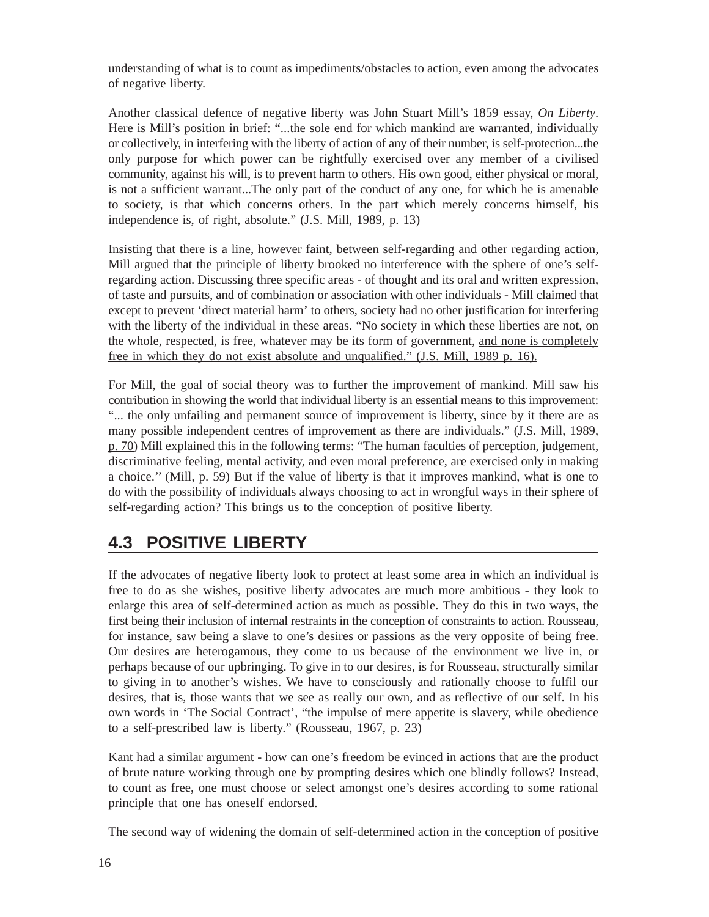understanding of what is to count as impediments/obstacles to action, even among the advocates of negative liberty.

Another classical defence of negative liberty was John Stuart Mill's 1859 essay, *On Liberty*. Here is Mill's position in brief: "...the sole end for which mankind are warranted, individually or collectively, in interfering with the liberty of action of any of their number, is self-protection...the only purpose for which power can be rightfully exercised over any member of a civilised community, against his will, is to prevent harm to others. His own good, either physical or moral, is not a sufficient warrant...The only part of the conduct of any one, for which he is amenable to society, is that which concerns others. In the part which merely concerns himself, his independence is, of right, absolute." (J.S. Mill, 1989, p. 13)

Insisting that there is a line, however faint, between self-regarding and other regarding action, Mill argued that the principle of liberty brooked no interference with the sphere of one's self-regarding action. Discussing three specific areas - of thought and its oral and written expression, of taste and pursuits, and of combination or association with other individuals - Mill claimed that except to prevent 'direct material harm' to others, society had no other justification for interfering with the liberty of the individual in these areas. "No society in which these liberties are not, on the whole, respected, is free, whatever may be its form of government, and none is completely free in which they do not exist absolute and unqualified." (J.S. Mill, 1989 p. 16).

For Mill, the goal of social theory was to further the improvement of mankind. Mill saw his contribution in showing the world that individual liberty is an essential means to this improvement: "... the only unfailing and permanent source of improvement is liberty, since by it there are as many possible independent centres of improvement as there are individuals." (J.S. Mill, 1989, p. 70) Mill explained this in the following terms: "The human faculties of perception, judgement, discriminative feeling, mental activity, and even moral preference, are exercised only in making a choice.'' (Mill, p. 59) But if the value of liberty is that it improves mankind, what is one to do with the possibility of individuals always choosing to act in wrongful ways in their sphere of self-regarding action? This brings us to the conception of positive liberty.

## 4.3 POSITIVE LIBERTY

If the advocates of negative liberty look to protect at least some area in which an individual is free to do as she wishes, positive liberty advocates are much more ambitious - they look to enlarge this area of self-determined action as much as possible. They do this in two ways, the first being their inclusion of internal restraints in the conception of constraints to action. Rousseau, for instance, saw being a slave to one's desires or passions as the very opposite of being free. Our desires are heterogamous, they come to us because of the environment we live in, or perhaps because of our upbringing. To give in to our desires, is for Rousseau, structurally similar to giving in to another's wishes. We have to consciously and rationally choose to fulfil our desires, that is, those wants that we see as really our own, and as reflective of our self. In his own words in 'The Social Contract', "the impulse of mere appetite is slavery, while obedience to a self-prescribed law is liberty." (Rousseau, 1967, p. 23)

Kant had a similar argument - how can one's freedom be evinced in actions that are the product of brute nature working through one by prompting desires which one blindly follows? Instead, to count as free, one must choose or select amongst one's desires according to some rational principle that one has oneself endorsed.

The second way of widening the domain of self-determined action in the conception of positive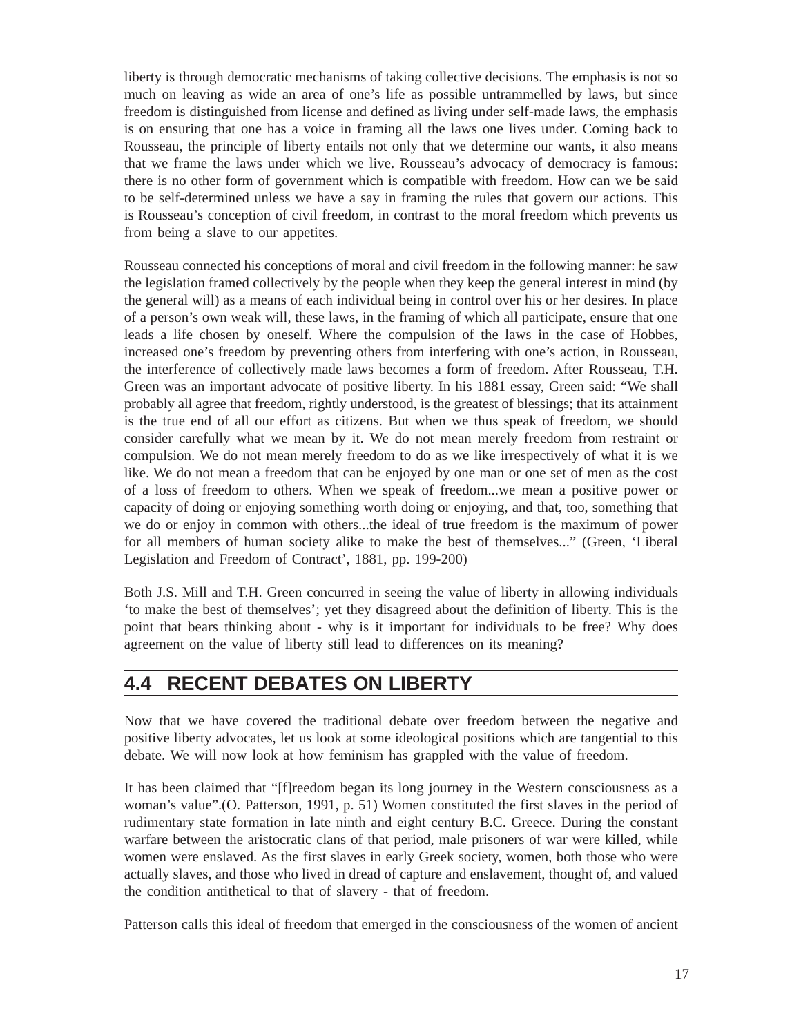liberty is through democratic mechanisms of taking collective decisions. The emphasis is not so much on leaving as wide an area of one's life as possible untrammelled by laws, but since freedom is distinguished from license and defined as living under self-made laws, the emphasis is on ensuring that one has a voice in framing all the laws one lives under. Coming back to Rousseau, the principle of liberty entails not only that we determine our wants, it also means that we frame the laws under which we live. Rousseau's advocacy of democracy is famous: there is no other form of government which is compatible with freedom. How can we be said to be self-determined unless we have a say in framing the rules that govern our actions. This is Rousseau's conception of civil freedom, in contrast to the moral freedom which prevents us from being a slave to our appetites.

Rousseau connected his conceptions of moral and civil freedom in the following manner: he saw the legislation framed collectively by the people when they keep the general interest in mind (by the general will) as a means of each individual being in control over his or her desires. In place of a person's own weak will, these laws, in the framing of which all participate, ensure that one leads a life chosen by oneself. Where the compulsion of the laws in the case of Hobbes, increased one's freedom by preventing others from interfering with one's action, in Rousseau, the interference of collectively made laws becomes a form of freedom. After Rousseau, T.H. Green was an important advocate of positive liberty. In his 1881 essay, Green said: "We shall probably all agree that freedom, rightly understood, is the greatest of blessings; that its attainment is the true end of all our effort as citizens. But when we thus speak of freedom, we should consider carefully what we mean by it. We do not mean merely freedom from restraint or compulsion. We do not mean merely freedom to do as we like irrespectively of what it is we like. We do not mean a freedom that can be enjoyed by one man or one set of men as the cost of a loss of freedom to others. When we speak of freedom...we mean a positive power or capacity of doing or enjoying something worth doing or enjoying, and that, too, something that we do or enjoy in common with others...the ideal of true freedom is the maximum of power for all members of human society alike to make the best of themselves..." (Green, 'Liberal Legislation and Freedom of Contract', 1881, pp. 199-200)

Both J.S. Mill and T.H. Green concurred in seeing the value of liberty in allowing individuals 'to make the best of themselves'; yet they disagreed about the definition of liberty. This is the point that bears thinking about - why is it important for individuals to be free? Why does agreement on the value of liberty still lead to differences on its meaning?

## 4.4 RECENT DEBATES ON LIBERTY

Now that we have covered the traditional debate over freedom between the negative and positive liberty advocates, let us look at some ideological positions which are tangential to this debate. We will now look at how feminism has grappled with the value of freedom.

It has been claimed that "[f]reedom began its long journey in the Western consciousness as a woman's value".(O. Patterson, 1991, p. 51) Women constituted the first slaves in the period of rudimentary state formation in late ninth and eight century B.C. Greece. During the constant warfare between the aristocratic clans of that period, male prisoners of war were killed, while women were enslaved. As the first slaves in early Greek society, women, both those who were actually slaves, and those who lived in dread of capture and enslavement, thought of, and valued the condition antithetical to that of slavery - that of freedom.

Patterson calls this ideal of freedom that emerged in the consciousness of the women of ancient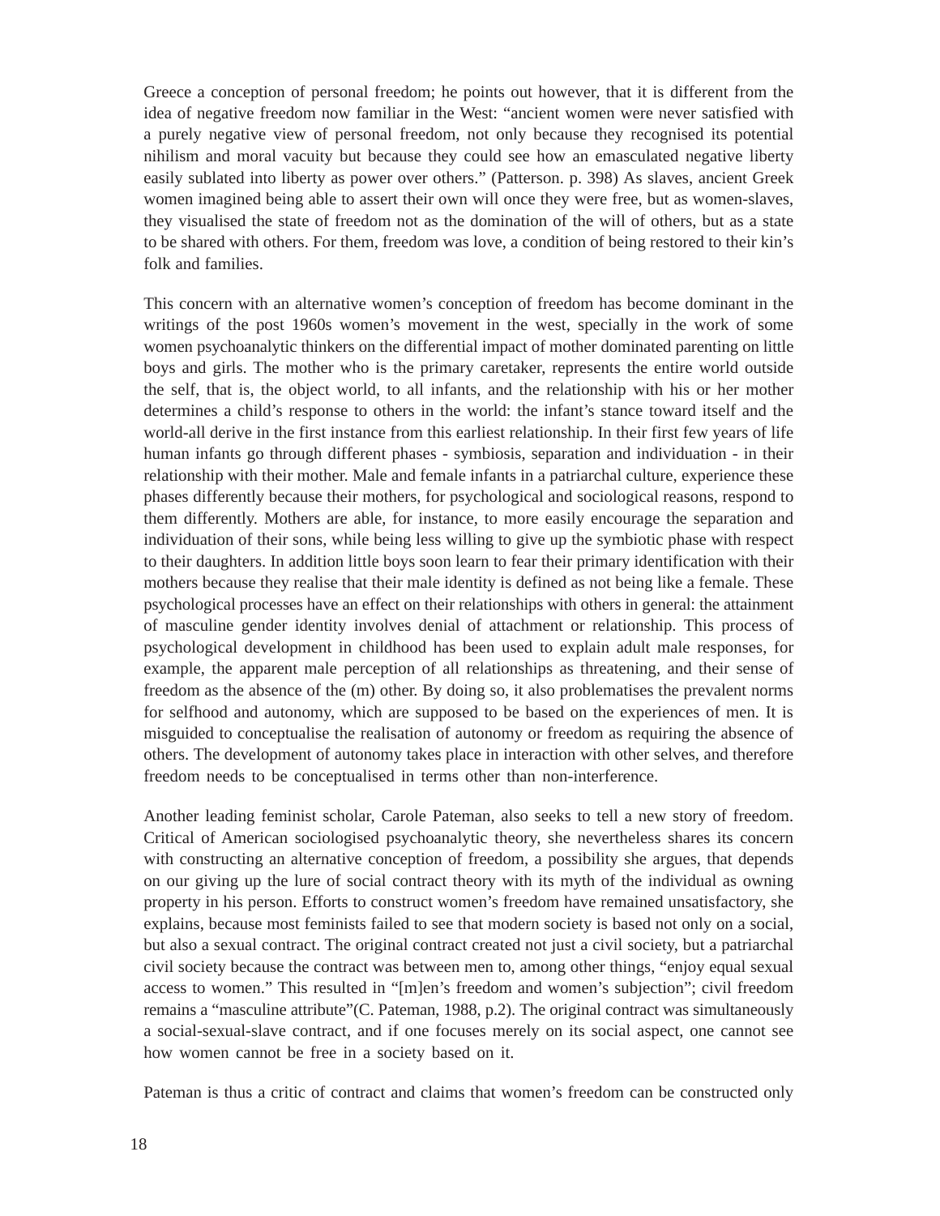Greece a conception of personal freedom; he points out however, that it is different from the idea of negative freedom now familiar in the West: "ancient women were never satisfied with a purely negative view of personal freedom, not only because they recognised its potential nihilism and moral vacuity but because they could see how an emasculated negative liberty easily sublated into liberty as power over others." (Patterson. p. 398) As slaves, ancient Greek women imagined being able to assert their own will once they were free, but as women-slaves, they visualised the state of freedom not as the domination of the will of others, but as a state to be shared with others. For them, freedom was love, a condition of being restored to their kin's folk and families.

This concern with an alternative women's conception of freedom has become dominant in the writings of the post 1960s women's movement in the west, specially in the work of some women psychoanalytic thinkers on the differential impact of mother dominated parenting on little boys and girls. The mother who is the primary caretaker, represents the entire world outside the self, that is, the object world, to all infants, and the relationship with his or her mother determines a child's response to others in the world: the infant's stance toward itself and the world-all derive in the first instance from this earliest relationship. In their first few years of life human infants go through different phases - symbiosis, separation and individuation - in their relationship with their mother. Male and female infants in a patriarchal culture, experience these phases differently because their mothers, for psychological and sociological reasons, respond to them differently. Mothers are able, for instance, to more easily encourage the separation and individuation of their sons, while being less willing to give up the symbiotic phase with respect to their daughters. In addition little boys soon learn to fear their primary identification with their mothers because they realise that their male identity is defined as not being like a female. These psychological processes have an effect on their relationships with others in general: the attainment of masculine gender identity involves denial of attachment or relationship. This process of psychological development in childhood has been used to explain adult male responses, for example, the apparent male perception of all relationships as threatening, and their sense of freedom as the absence of the (m) other. By doing so, it also problematises the prevalent norms for selfhood and autonomy, which are supposed to be based on the experiences of men. It is misguided to conceptualise the realisation of autonomy or freedom as requiring the absence of others. The development of autonomy takes place in interaction with other selves, and therefore freedom needs to be conceptualised in terms other than non-interference.

Another leading feminist scholar, Carole Pateman, also seeks to tell a new story of freedom. Critical of American sociologised psychoanalytic theory, she nevertheless shares its concern with constructing an alternative conception of freedom, a possibility she argues, that depends on our giving up the lure of social contract theory with its myth of the individual as owning property in his person. Efforts to construct women's freedom have remained unsatisfactory, she explains, because most feminists failed to see that modern society is based not only on a social, but also a sexual contract. The original contract created not just a civil society, but a patriarchal civil society because the contract was between men to, among other things, "enjoy equal sexual access to women." This resulted in "[m]en's freedom and women's subjection"; civil freedom remains a "masculine attribute"(C. Pateman, 1988, p.2). The original contract was simultaneously a social-sexual-slave contract, and if one focuses merely on its social aspect, one cannot see how women cannot be free in a society based on it.

Pateman is thus a critic of contract and claims that women's freedom can be constructed only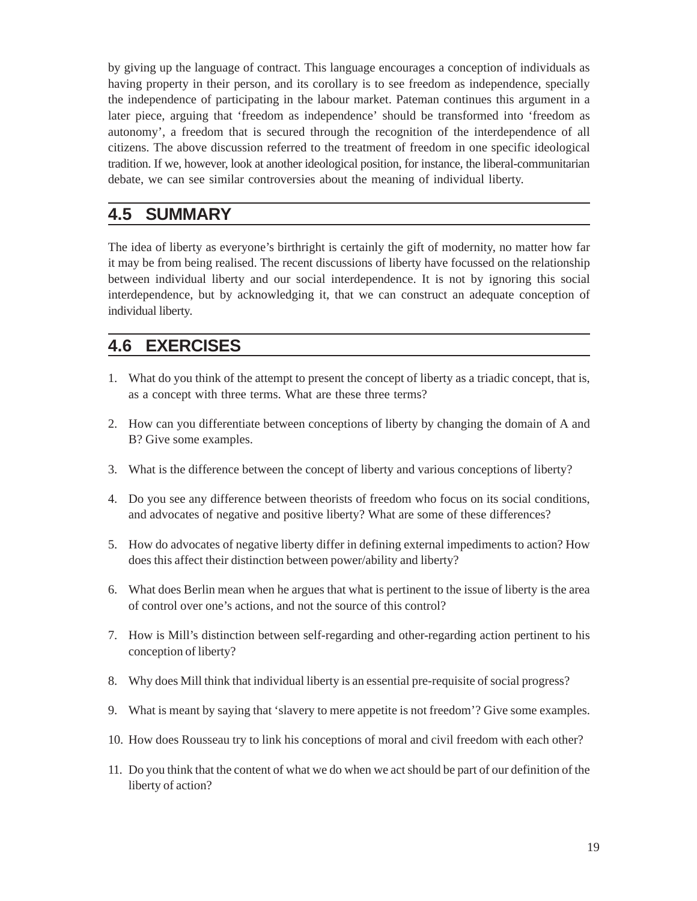by giving up the language of contract. This language encourages a conception of individuals as having property in their person, and its corollary is to see freedom as independence, specially the independence of participating in the labour market. Pateman continues this argument in a later piece, arguing that 'freedom as independence' should be transformed into 'freedom as autonomy', a freedom that is secured through the recognition of the interdependence of all citizens. The above discussion referred to the treatment of freedom in one specific ideological tradition. If we, however, look at another ideological position, for instance, the liberal-communitarian debate, we can see similar controversies about the meaning of individual liberty.

## 4.5 SUMMARY

The idea of liberty as everyone's birthright is certainly the gift of modernity, no matter how far it may be from being realised. The recent discussions of liberty have focussed on the relationship between individual liberty and our social interdependence. It is not by ignoring this social interdependence, but by acknowledging it, that we can construct an adequate conception of individual liberty.

## 4.6 EXERCISES

1. What do you think of the attempt to present the concept of liberty as a triadic concept, that is, as a concept with three terms. What are these three terms?
2. How can you differentiate between conceptions of liberty by changing the domain of A and B? Give some examples.
3. What is the difference between the concept of liberty and various conceptions of liberty?
4. Do you see any difference between theorists of freedom who focus on its social conditions, and advocates of negative and positive liberty? What are some of these differences?
5. How do advocates of negative liberty differ in defining external impediments to action? How does this affect their distinction between power/ability and liberty?
6. What does Berlin mean when he argues that what is pertinent to the issue of liberty is the area of control over one's actions, and not the source of this control?
7. How is Mill's distinction between self-regarding and other-regarding action pertinent to his conception of liberty?
8. Why does Mill think that individual liberty is an essential pre-requisite of social progress?
9. What is meant by saying that 'slavery to mere appetite is not freedom'? Give some examples.
10. How does Rousseau try to link his conceptions of moral and civil freedom with each other?
11. Do you think that the content of what we do when we act should be part of our definition of the liberty of action?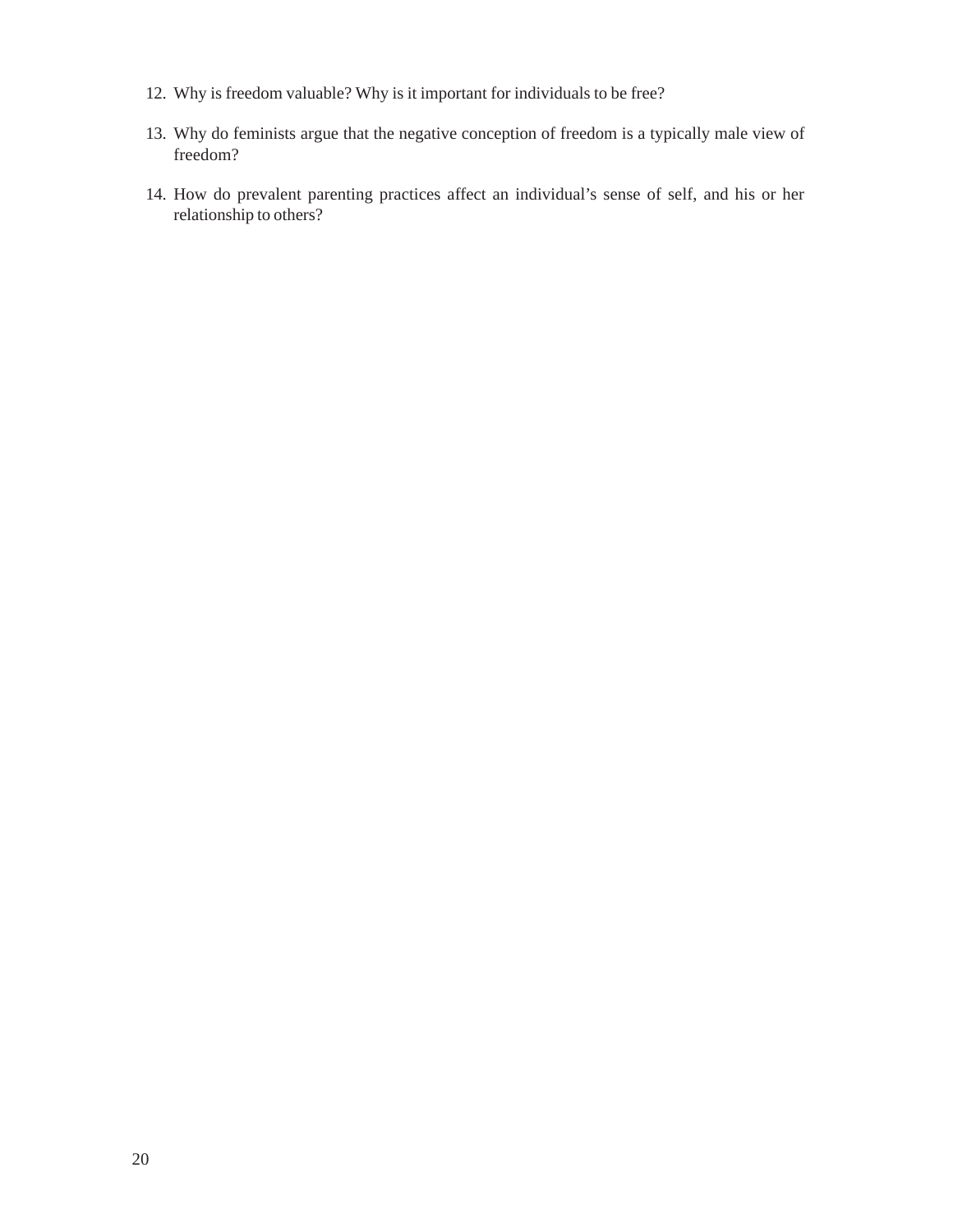12. Why is freedom valuable? Why is it important for individuals to be free?
13. Why do feminists argue that the negative conception of freedom is a typically male view of freedom?
14. How do prevalent parenting practices affect an individual's sense of self, and his or her relationship to others?